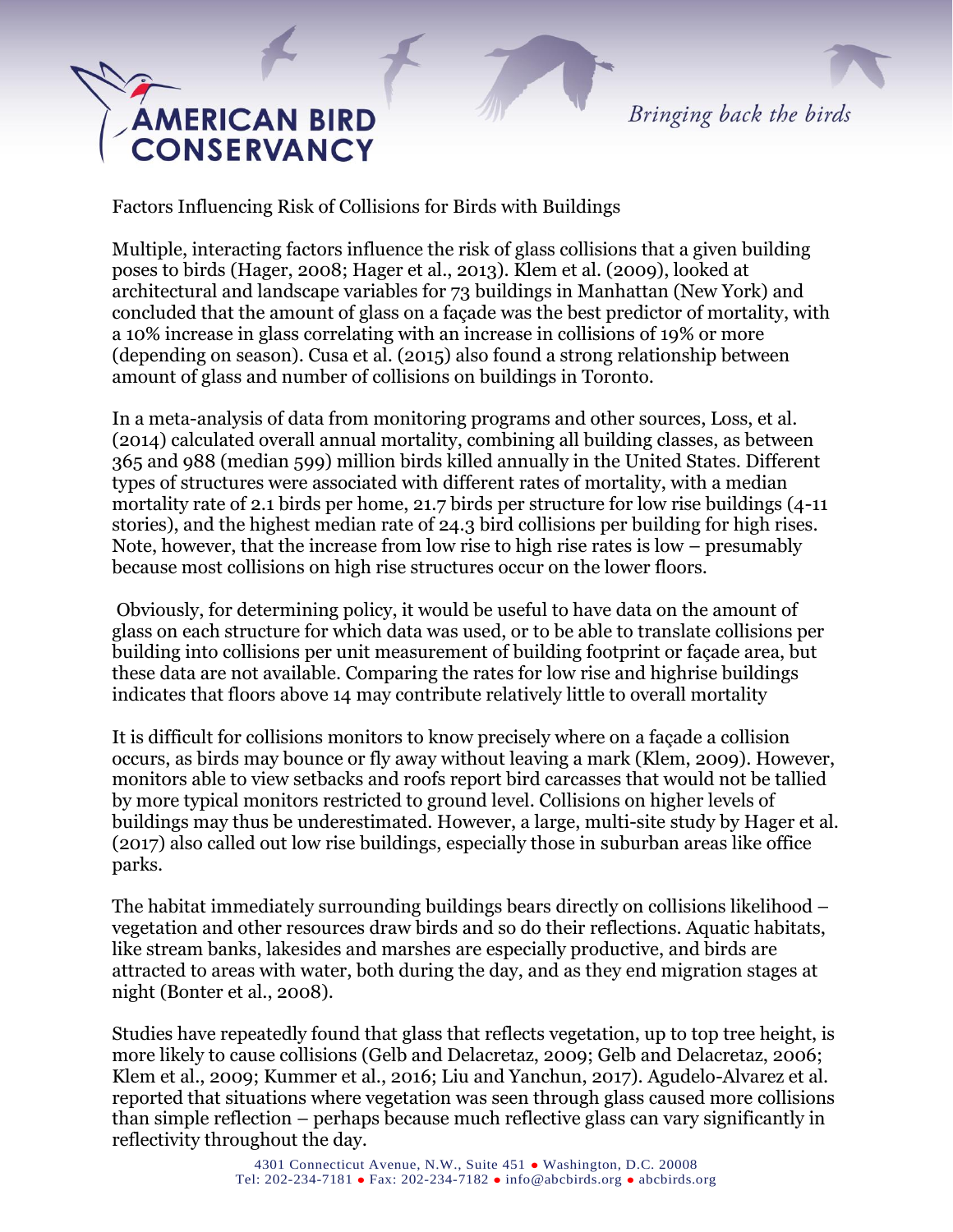Factors Influencing Risk of Collisions for Birds with Buildings

Multiple, interacting factors influence the risk of glass collisions that a given building poses to birds (Hager, 2008; Hager et al., 2013). Klem et al. (2009), looked at architectural and landscape variables for 73 buildings in Manhattan (New York) and concluded that the amount of glass on a façade was the best predictor of mortality, with a 10% increase in glass correlating with an increase in collisions of 19% or more (depending on season). Cusa et al. (2015) also found a strong relationship between amount of glass and number of collisions on buildings in Toronto.

In a meta-analysis of data from monitoring programs and other sources, Loss, et al. (2014) calculated overall annual mortality, combining all building classes, as between 365 and 988 (median 599) million birds killed annually in the United States. Different types of structures were associated with different rates of mortality, with a median mortality rate of 2.1 birds per home, 21.7 birds per structure for low rise buildings (4-11 stories), and the highest median rate of 24.3 bird collisions per building for high rises. Note, however, that the increase from low rise to high rise rates is low – presumably because most collisions on high rise structures occur on the lower floors.

Obviously, for determining policy, it would be useful to have data on the amount of glass on each structure for which data was used, or to be able to translate collisions per building into collisions per unit measurement of building footprint or façade area, but these data are not available. Comparing the rates for low rise and highrise buildings indicates that floors above 14 may contribute relatively little to overall mortality

It is difficult for collisions monitors to know precisely where on a façade a collision occurs, as birds may bounce or fly away without leaving a mark (Klem, 2009). However, monitors able to view setbacks and roofs report bird carcasses that would not be tallied by more typical monitors restricted to ground level. Collisions on higher levels of buildings may thus be underestimated. However, a large, multi-site study by Hager et al. (2017) also called out low rise buildings, especially those in suburban areas like office parks.

The habitat immediately surrounding buildings bears directly on collisions likelihood – vegetation and other resources draw birds and so do their reflections. Aquatic habitats, like stream banks, lakesides and marshes are especially productive, and birds are attracted to areas with water, both during the day, and as they end migration stages at night (Bonter et al., 2008).

Studies have repeatedly found that glass that reflects vegetation, up to top tree height, is more likely to cause collisions (Gelb and Delacretaz, 2009; Gelb and Delacretaz, 2006; Klem et al., 2009; Kummer et al., 2016; Liu and Yanchun, 2017). Agudelo-Alvarez et al. reported that situations where vegetation was seen through glass caused more collisions than simple reflection – perhaps because much reflective glass can vary significantly in reflectivity throughout the day.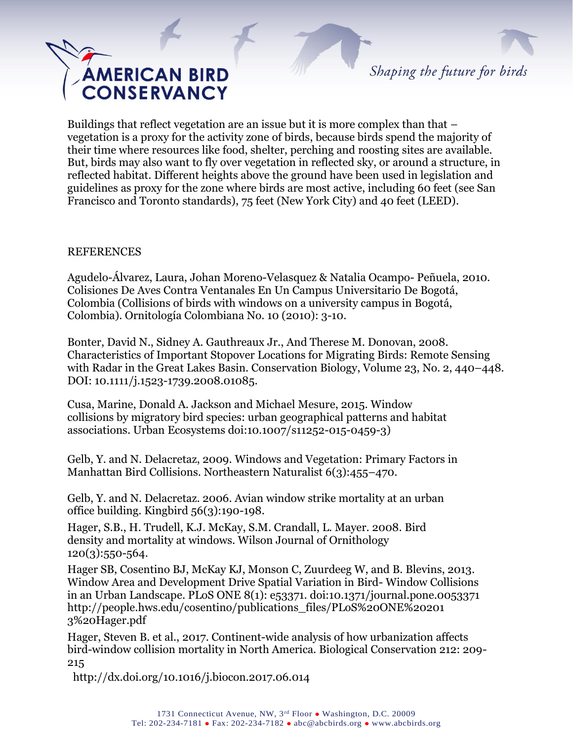Buildings that reflect vegetation are an issue but it is more complex than that – vegetation is a proxy for the activity zone of birds, because birds spend the majority of their time where resources like food, shelter, perching and roosting sites are available. But, birds may also want to fly over vegetation in reflected sky, or around a structure, in reflected habitat. Different heights above the ground have been used in legislation and guidelines as proxy for the zone where birds are most active, including 60 feet (see San Francisco and Toronto standards), 75 feet (New York City) and 40 feet (LEED).

REFERENCES

Agudelo-Álvarez, Laura, Johan Moreno-Velasquez & Natalia Ocampo- Peñuela, 2010. Colisiones De Aves Contra Ventanales En Un Campus Universitario De Bogotá, Colombia (Collisions of birds with windows on a university campus in Bogotá, Colombia). Ornitología Colombiana No. 10 (2010): 3-10.

Bonter, David N., Sidney A. Gauthreaux Jr., And Therese M. Donovan, 2008. Characteristics of Important Stopover Locations for Migrating Birds: Remote Sensing with Radar in the Great Lakes Basin. Conservation Biology, Volume 23, No. 2, 440–448. DOI: 10.1111/j.1523-1739.2008.01085.

Cusa, Marine, Donald A. Jackson and Michael Mesure, 2015. Window collisions by migratory bird species: urban geographical patterns and habitat associations. Urban Ecosystems doi:10.1007/s11252-015-0459-3)

Gelb, Y. and N. Delacretaz, 2009. Windows and Vegetation: Primary Factors in Manhattan Bird Collisions. Northeastern Naturalist 6(3):455–470.

Gelb, Y. and N. Delacretaz. 2006. Avian window strike mortality at an urban office building. Kingbird 56(3):190-198.

Hager, S.B., H. Trudell, K.J. McKay, S.M. Crandall, L. Mayer. 2008. Bird density and mortality at windows. Wilson Journal of Ornithology 120(3):550-564.

Hager SB, Cosentino BJ, McKay KJ, Monson C, Zuurdeeg W, and B. Blevins, 2013. Window Area and Development Drive Spatial Variation in Bird- Window Collisions in an Urban Landscape. PLoS ONE 8(1): e53371. doi:10.1371/journal.pone.0053371 http://people.hws.edu/cosentino/publications_files/PLoS%20ONE%202013%20Hager.pdf

Hager, Steven B. et al., 2017. Continent-wide analysis of how urbanization affects bird-window collision mortality in North America. Biological Conservation 212: 209-215
http://dx.doi.org/10.1016/j.biocon.2017.06.014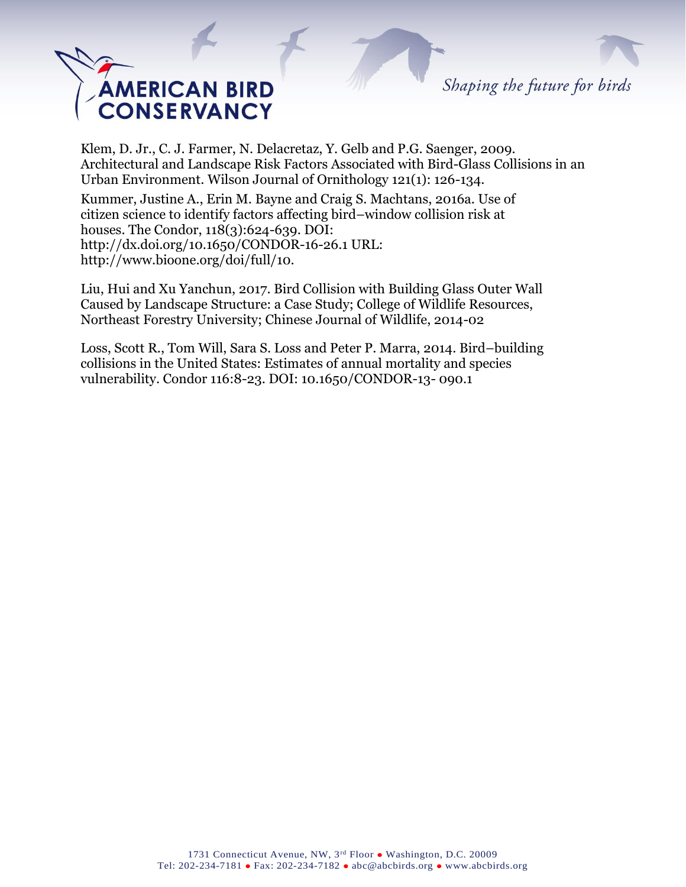Klem, D. Jr., C. J. Farmer, N. Delacretaz, Y. Gelb and P.G. Saenger, 2009. Architectural and Landscape Risk Factors Associated with Bird-Glass Collisions in an Urban Environment. Wilson Journal of Ornithology 121(1): 126-134.

Kummer, Justine A., Erin M. Bayne and Craig S. Machtans, 2016a. Use of citizen science to identify factors affecting bird–window collision risk at houses. The Condor, 118(3):624-639. DOI: http://dx.doi.org/10.1650/CONDOR-16-26.1 URL: http://www.bioone.org/doi/full/10.

Liu, Hui and Xu Yanchun, 2017. Bird Collision with Building Glass Outer Wall Caused by Landscape Structure: a Case Study; College of Wildlife Resources, Northeast Forestry University; Chinese Journal of Wildlife, 2014-02

Loss, Scott R., Tom Will, Sara S. Loss and Peter P. Marra, 2014. Bird–building collisions in the United States: Estimates of annual mortality and species vulnerability. Condor 116:8-23. DOI: 10.1650/CONDOR-13- 090.1